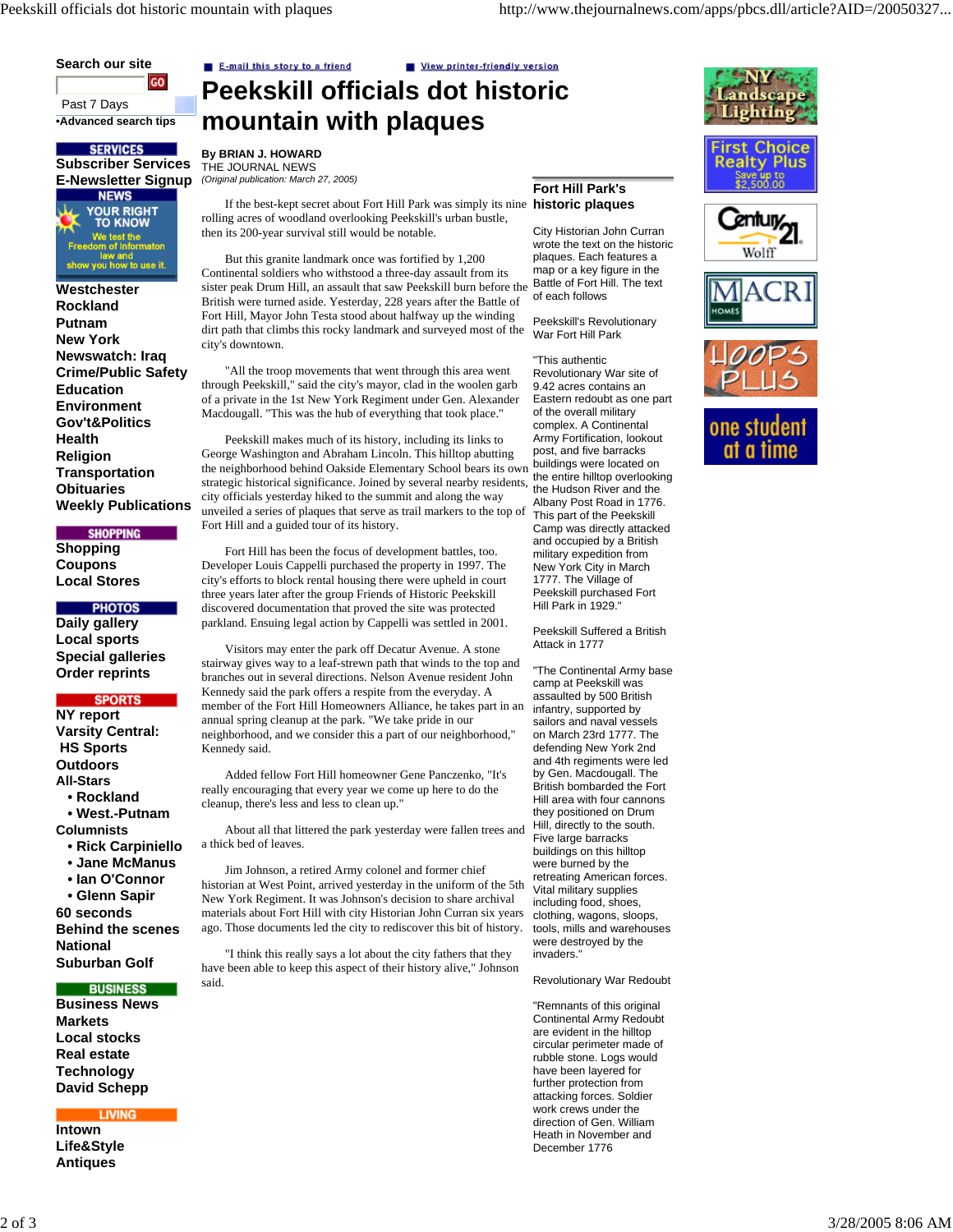# Peekskill officials dot historic mountain with plaques

**By BRIAN J. HOWARD**
THE JOURNAL NEWS
*(Original publication: March 27, 2005)*

If the best-kept secret about Fort Hill Park was simply its nine rolling acres of woodland overlooking Peekskill's urban bustle, then its 200-year survival still would be notable.

But this granite landmark once was fortified by 1,200 Continental soldiers who withstood a three-day assault from its sister peak Drum Hill, an assault that saw Peekskill burn before the British were turned aside. Yesterday, 228 years after the Battle of Fort Hill, Mayor John Testa stood about halfway up the winding dirt path that climbs this rocky landmark and surveyed most of the city's downtown.

"All the troop movements that went through this area went through Peekskill," said the city's mayor, clad in the woolen garb of a private in the 1st New York Regiment under Gen. Alexander Macdougall. "This was the hub of everything that took place."

Peekskill makes much of its history, including its links to George Washington and Abraham Lincoln. This hilltop abutting the neighborhood behind Oakside Elementary School bears its own strategic historical significance. Joined by several nearby residents, city officials yesterday hiked to the summit and along the way unveiled a series of plaques that serve as trail markers to the top of Fort Hill and a guided tour of its history.

Fort Hill has been the focus of development battles, too. Developer Louis Cappelli purchased the property in 1997. The city's efforts to block rental housing there were upheld in court three years later after the group Friends of Historic Peekskill discovered documentation that proved the site was protected parkland. Ensuing legal action by Cappelli was settled in 2001.

Visitors may enter the park off Decatur Avenue. A stone stairway gives way to a leaf-strewn path that winds to the top and branches out in several directions. Nelson Avenue resident John Kennedy said the park offers a respite from the everyday. A member of the Fort Hill Homeowners Alliance, he takes part in an annual spring cleanup at the park. "We take pride in our neighborhood, and we consider this a part of our neighborhood," Kennedy said.

Added fellow Fort Hill homeowner Gene Panczenko, "It's really encouraging that every year we come up here to do the cleanup, there's less and less to clean up."

About all that littered the park yesterday were fallen trees and a thick bed of leaves.

Jim Johnson, a retired Army colonel and former chief historian at West Point, arrived yesterday in the uniform of the 5th New York Regiment. It was Johnson's decision to share archival materials about Fort Hill with city Historian John Curran six years ago. Those documents led the city to rediscover this bit of history.

"I think this really says a lot about the city fathers that they have been able to keep this aspect of their history alive," Johnson said.

## Fort Hill Park's historic plaques

City Historian John Curran wrote the text on the historic plaques. Each features a map or a key figure in the Battle of Fort Hill. The text of each follows

Peekskill's Revolutionary War Fort Hill Park

"This authentic Revolutionary War site of 9.42 acres contains an Eastern redoubt as one part of the overall military complex. A Continental Army Fortification, lookout post, and five barracks buildings were located on the entire hilltop overlooking the Hudson River and the Albany Post Road in 1776. This part of the Peekskill Camp was directly attacked and occupied by a British military expedition from New York City in March 1777. The Village of Peekskill purchased Fort Hill Park in 1929."

Peekskill Suffered a British Attack in 1777

"The Continental Army base camp at Peekskill was assaulted by 500 British infantry, supported by sailors and naval vessels on March 23rd 1777. The defending New York 2nd and 4th regiments were led by Gen. Macdougall. The British bombarded the Fort Hill area with four cannons they positioned on Drum Hill, directly to the south. Five large barracks buildings on this hilltop were burned by the retreating American forces. Vital military supplies including food, shoes, clothing, wagons, sloops, tools, mills and warehouses were destroyed by the invaders."

Revolutionary War Redoubt

"Remnants of this original Continental Army Redoubt are evident in the hilltop circular perimeter made of rubble stone. Logs would have been layered for further protection from attacking forces. Soldier work crews under the direction of Gen. William Heath in November and December 1776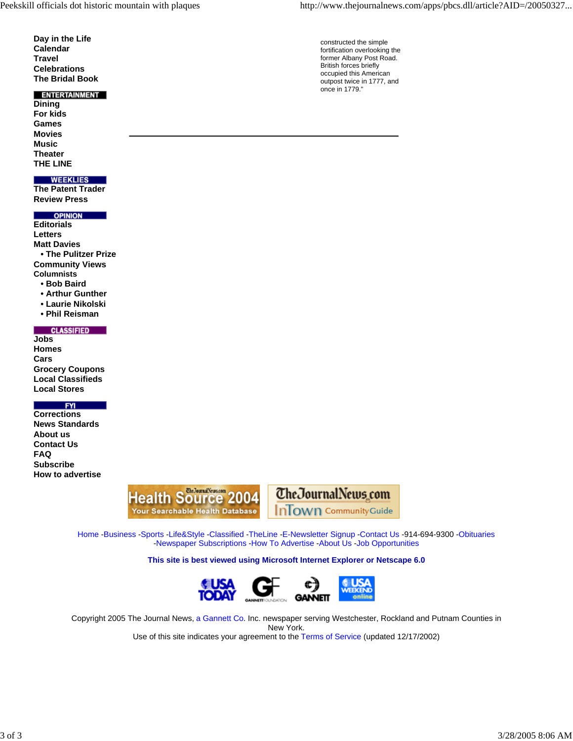Day in the Life
Calendar
Travel
Celebrations
The Bridal Book

ENTERTAINMENT
Dining
For kids
Games
Movies
Music
Theater
THE LINE

WEEKLIES
The Patent Trader
Review Press

OPINION
Editorials
Letters
Matt Davies
- The Pulitzer Prize

Community Views
Columnists
- Bob Baird
- Arthur Gunther
- Laurie Nikolski
- Phil Reisman

CLASSIFIED
Jobs
Homes
Cars
Grocery Coupons
Local Classifieds
Local Stores

FYI
Corrections
News Standards
About us
Contact Us
FAQ
Subscribe
How to advertise

constructed the simple fortification overlooking the former Albany Post Road. British forces briefly occupied this American outpost twice in 1777, and once in 1779."

---

Health Source 2004 Your Searchable Health Database

TheJournalNews.com InTown Community Guide

Home -Business -Sports -Life&Style -Classified -TheLine -E-Newsletter Signup -Contact Us -914-694-9300 -Obituaries -Newspaper Subscriptions -How To Advertise -About Us -Job Opportunities

**This site is best viewed using Microsoft Internet Explorer or Netscape 6.0**

USA TODAY GANNETT FOUNDATION GANNETT USA WEEKEND online

Copyright 2005 The Journal News, a Gannett Co. Inc. newspaper serving Westchester, Rockland and Putnam Counties in New York.
Use of this site indicates your agreement to the Terms of Service (updated 12/17/2002)